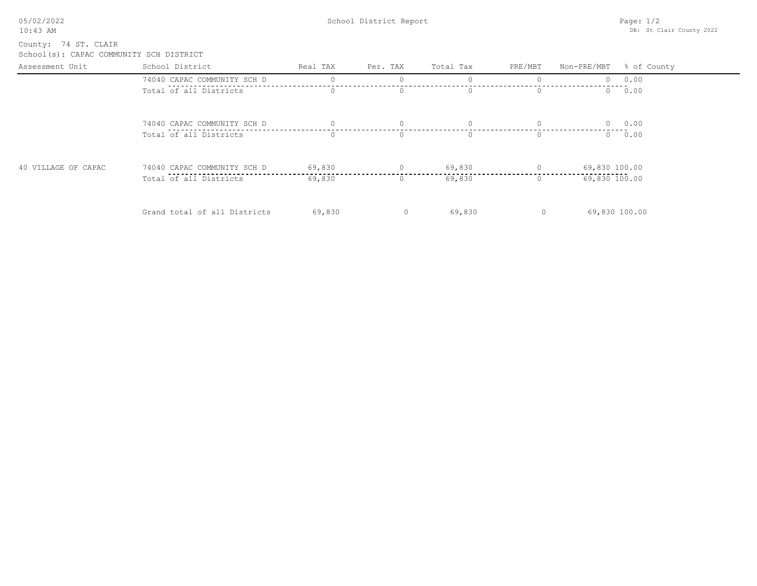05/02/2022
10:43 AM

# School District Report

County: 74 ST. CLAIR
School(s): CAPAC COMMUNITY SCH DISTRICT

DB: St Clair County 2022

| Assessment Unit | School District | Real TAX | Per. TAX | Total Tax | PRE/MBT | Non-PRE/MBT | % of County |
|---|---|---|---|---|---|---|---|
| | 74040 CAPAC COMMUNITY SCH D | 0 | 0 | 0 | 0 | 0 | 0.00 |
| | Total of all Districts | 0 | 0 | 0 | 0 | 0 | 0.00 |
| | 74040 CAPAC COMMUNITY SCH D | 0 | 0 | 0 | 0 | 0 | 0.00 |
| | Total of all Districts | 0 | 0 | 0 | 0 | 0 | 0.00 |
| 40 VILLAGE OF CAPAC | 74040 CAPAC COMMUNITY SCH D | 69,830 | 0 | 69,830 | 0 | 69,830 | 100.00 |
| | Total of all Districts | 69,830 | 0 | 69,830 | 0 | 69,830 | 100.00 |
| | Grand total of all Districts | 69,830 | 0 | 69,830 | 0 | 69,830 | 100.00 |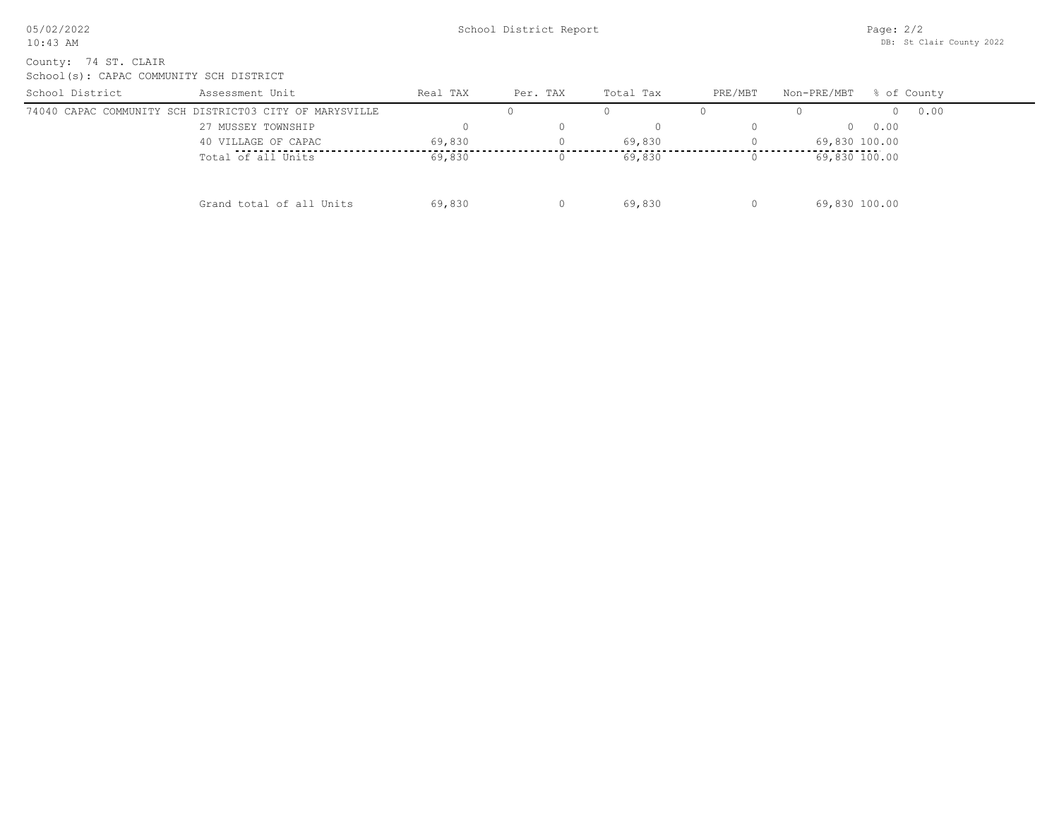County: 74 ST. CLAIR

School(s): CAPAC COMMUNITY SCH DISTRICT

| School District | Assessment Unit | Real TAX | Per. TAX | Total Tax | PRE/MBT | Non-PRE/MBT | % of County |
|---|---|---|---|---|---|---|---|
| 74040 CAPAC COMMUNITY SCH DISTRICT | 03 CITY OF MARYSVILLE | 0 | 0 | 0 | 0 | 0 | 0.00 |
| | 27 MUSSEY TOWNSHIP | 0 | 0 | 0 | 0 | 0 | 0.00 |
| | 40 VILLAGE OF CAPAC | 69,830 | 0 | 69,830 | 0 | 69,830 | 100.00 |
| | Total of all Units | 69,830 | 0 | 69,830 | 0 | 69,830 | 100.00 |
| | Grand total of all Units | 69,830 | 0 | 69,830 | 0 | 69,830 | 100.00 |